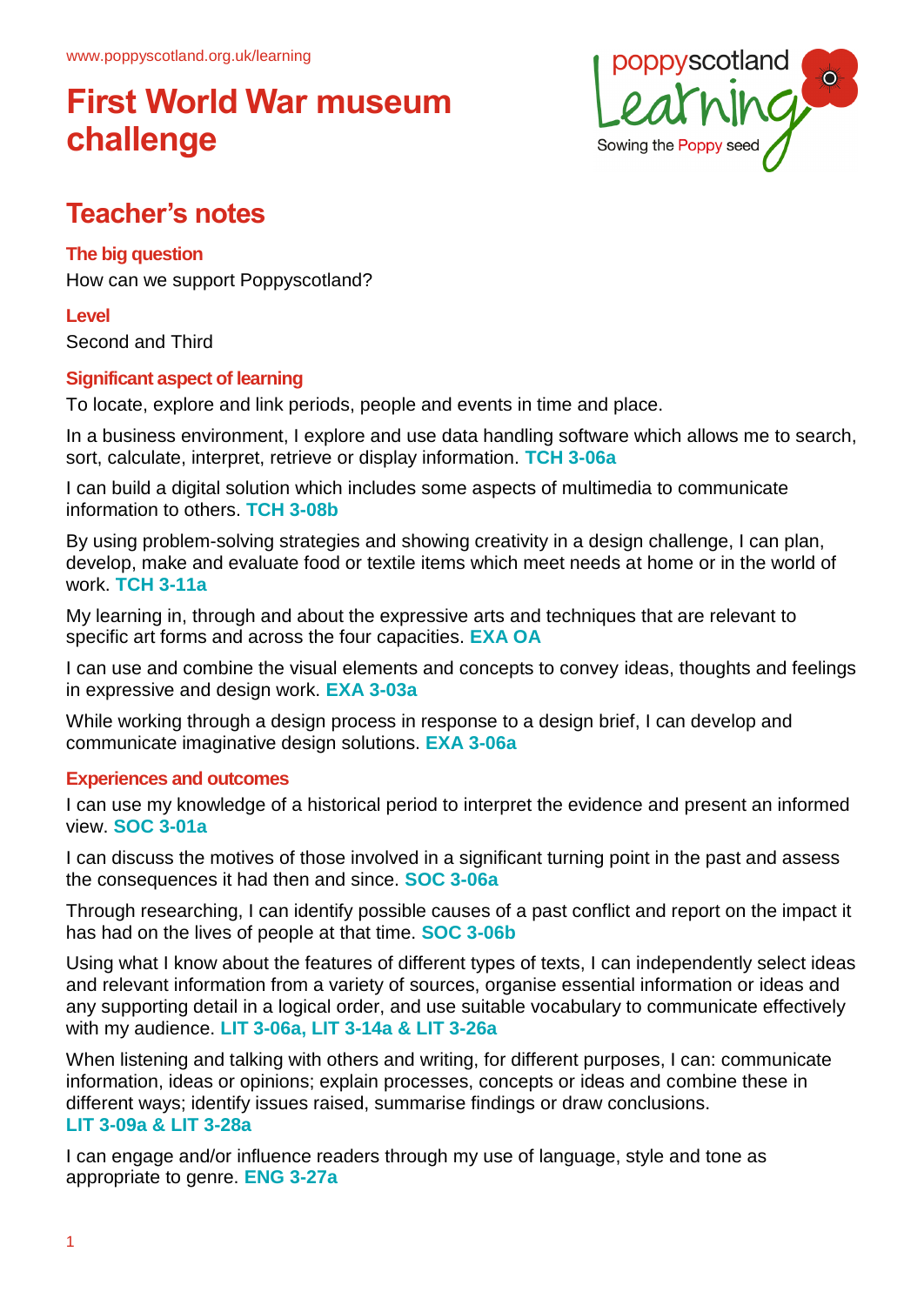www.poppyscotland.org.uk/learning

# First World War museum challenge

## Teacher's notes

### The big question

How can we support Poppyscotland?

### Level

Second and Third

### Significant aspect of learning

To locate, explore and link periods, people and events in time and place.

In a business environment, I explore and use data handling software which allows me to search, sort, calculate, interpret, retrieve or display information. **TCH 3-06a**

I can build a digital solution which includes some aspects of multimedia to communicate information to others. **TCH 3-08b**

By using problem-solving strategies and showing creativity in a design challenge, I can plan, develop, make and evaluate food or textile items which meet needs at home or in the world of work. **TCH 3-11a**

My learning in, through and about the expressive arts and techniques that are relevant to specific art forms and across the four capacities. **EXA OA**

I can use and combine the visual elements and concepts to convey ideas, thoughts and feelings in expressive and design work. **EXA 3-03a**

While working through a design process in response to a design brief, I can develop and communicate imaginative design solutions. **EXA 3-06a**

### Experiences and outcomes

I can use my knowledge of a historical period to interpret the evidence and present an informed view. **SOC 3-01a**

I can discuss the motives of those involved in a significant turning point in the past and assess the consequences it had then and since. **SOC 3-06a**

Through researching, I can identify possible causes of a past conflict and report on the impact it has had on the lives of people at that time. **SOC 3-06b**

Using what I know about the features of different types of texts, I can independently select ideas and relevant information from a variety of sources, organise essential information or ideas and any supporting detail in a logical order, and use suitable vocabulary to communicate effectively with my audience. **LIT 3-06a, LIT 3-14a & LIT 3-26a**

When listening and talking with others and writing, for different purposes, I can: communicate information, ideas or opinions; explain processes, concepts or ideas and combine these in different ways; identify issues raised, summarise findings or draw conclusions. **LIT 3-09a & LIT 3-28a**

I can engage and/or influence readers through my use of language, style and tone as appropriate to genre. **ENG 3-27a**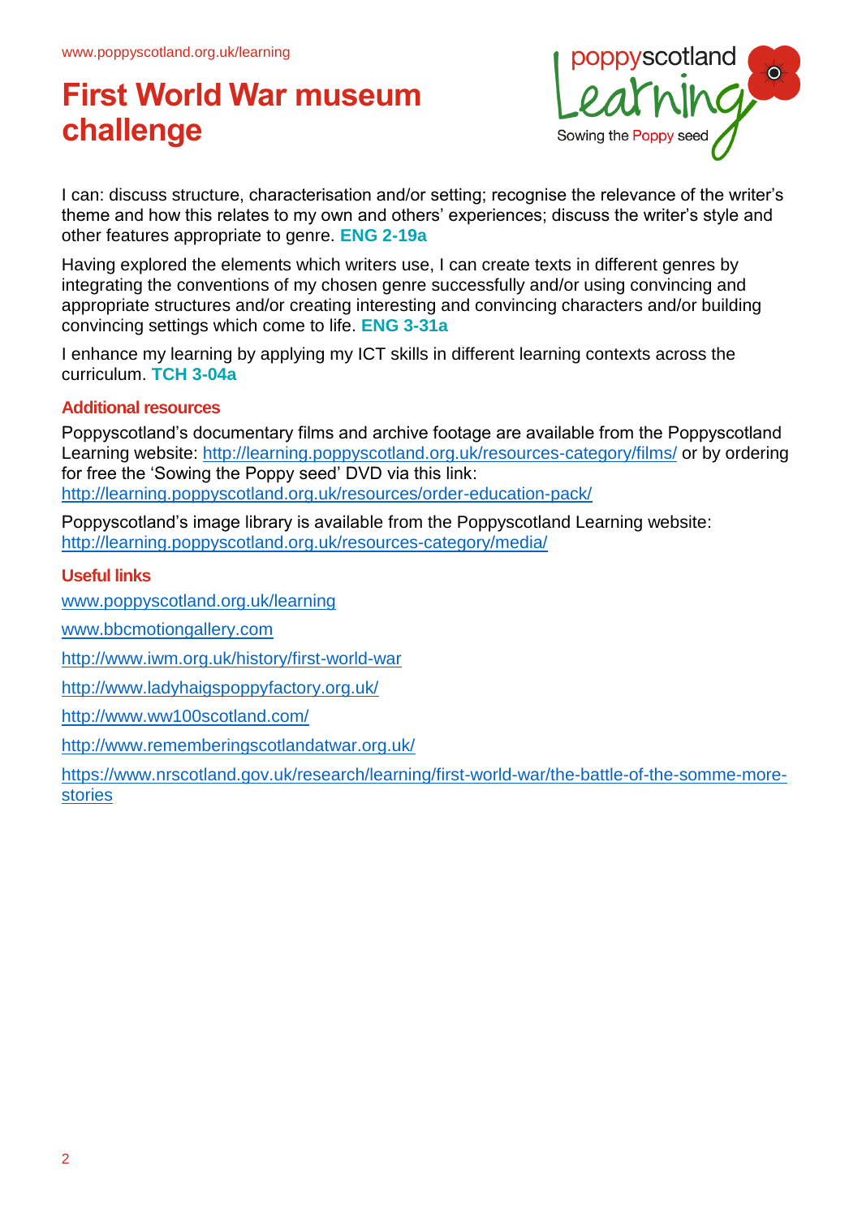# First World War museum challenge

I can: discuss structure, characterisation and/or setting; recognise the relevance of the writer's theme and how this relates to my own and others' experiences; discuss the writer's style and other features appropriate to genre. **ENG 2-19a**

Having explored the elements which writers use, I can create texts in different genres by integrating the conventions of my chosen genre successfully and/or using convincing and appropriate structures and/or creating interesting and convincing characters and/or building convincing settings which come to life. **ENG 3-31a**

I enhance my learning by applying my ICT skills in different learning contexts across the curriculum. **TCH 3-04a**

## Additional resources

Poppyscotland's documentary films and archive footage are available from the Poppyscotland Learning website: http://learning.poppyscotland.org.uk/resources-category/films/ or by ordering for free the 'Sowing the Poppy seed' DVD via this link: http://learning.poppyscotland.org.uk/resources/order-education-pack/

Poppyscotland's image library is available from the Poppyscotland Learning website: http://learning.poppyscotland.org.uk/resources-category/media/

## Useful links

www.poppyscotland.org.uk/learning

www.bbcmotiongallery.com

http://www.iwm.org.uk/history/first-world-war

http://www.ladyhaigspoppyfactory.org.uk/

http://www.ww100scotland.com/

http://www.rememberingscotlandatwar.org.uk/

https://www.nrscotland.gov.uk/research/learning/first-world-war/the-battle-of-the-somme-more-stories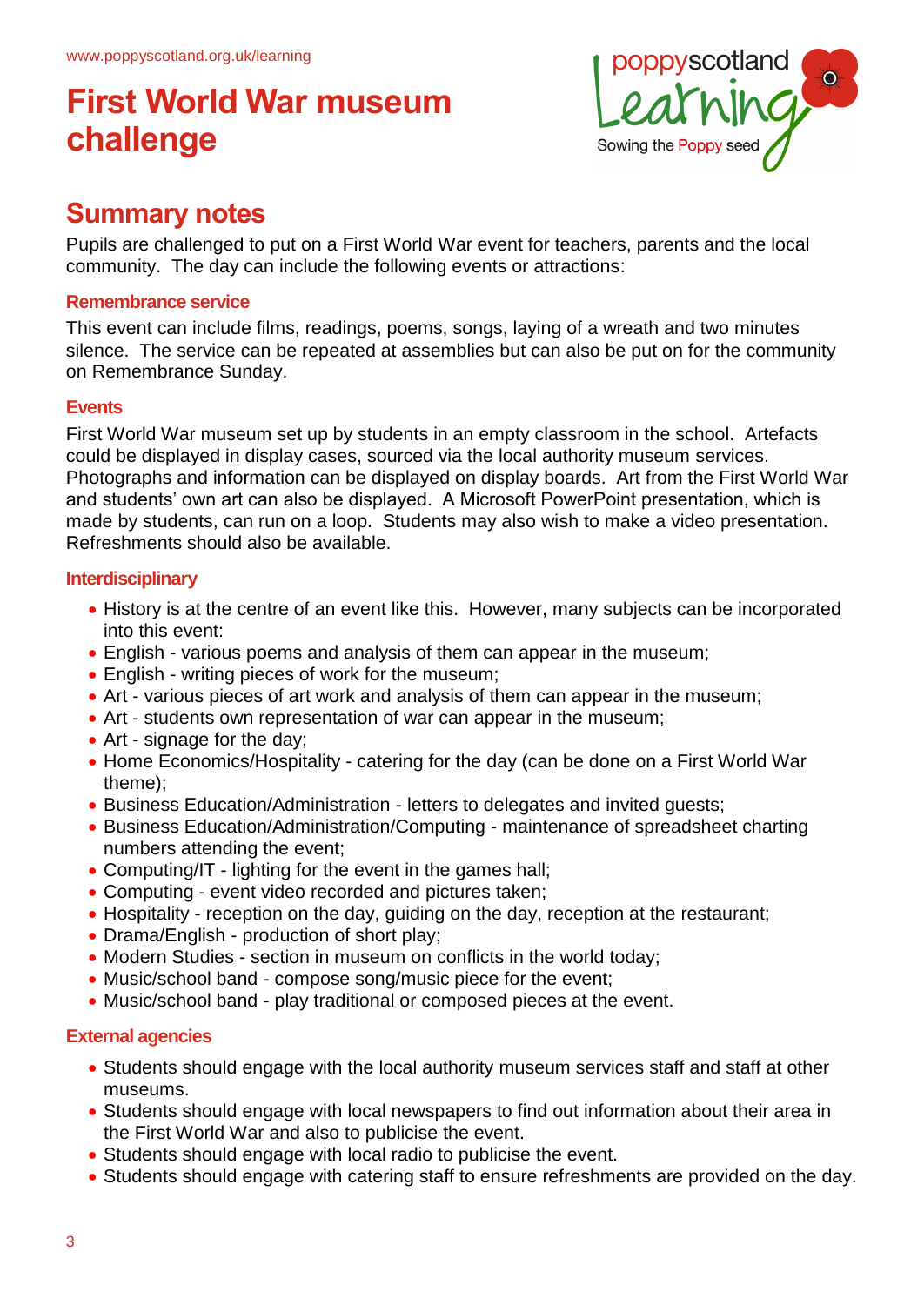# First World War museum challenge

## Summary notes

Pupils are challenged to put on a First World War event for teachers, parents and the local community. The day can include the following events or attractions:

### Remembrance service

This event can include films, readings, poems, songs, laying of a wreath and two minutes silence. The service can be repeated at assemblies but can also be put on for the community on Remembrance Sunday.

### Events

First World War museum set up by students in an empty classroom in the school. Artefacts could be displayed in display cases, sourced via the local authority museum services. Photographs and information can be displayed on display boards. Art from the First World War and students' own art can also be displayed. A Microsoft PowerPoint presentation, which is made by students, can run on a loop. Students may also wish to make a video presentation. Refreshments should also be available.

### Interdisciplinary

- History is at the centre of an event like this. However, many subjects can be incorporated into this event:
- English - various poems and analysis of them can appear in the museum;
- English - writing pieces of work for the museum;
- Art - various pieces of art work and analysis of them can appear in the museum;
- Art - students own representation of war can appear in the museum;
- Art - signage for the day;
- Home Economics/Hospitality - catering for the day (can be done on a First World War theme);
- Business Education/Administration - letters to delegates and invited guests;
- Business Education/Administration/Computing - maintenance of spreadsheet charting numbers attending the event;
- Computing/IT - lighting for the event in the games hall;
- Computing - event video recorded and pictures taken;
- Hospitality - reception on the day, guiding on the day, reception at the restaurant;
- Drama/English - production of short play;
- Modern Studies - section in museum on conflicts in the world today;
- Music/school band - compose song/music piece for the event;
- Music/school band - play traditional or composed pieces at the event.

### External agencies

- Students should engage with the local authority museum services staff and staff at other museums.
- Students should engage with local newspapers to find out information about their area in the First World War and also to publicise the event.
- Students should engage with local radio to publicise the event.
- Students should engage with catering staff to ensure refreshments are provided on the day.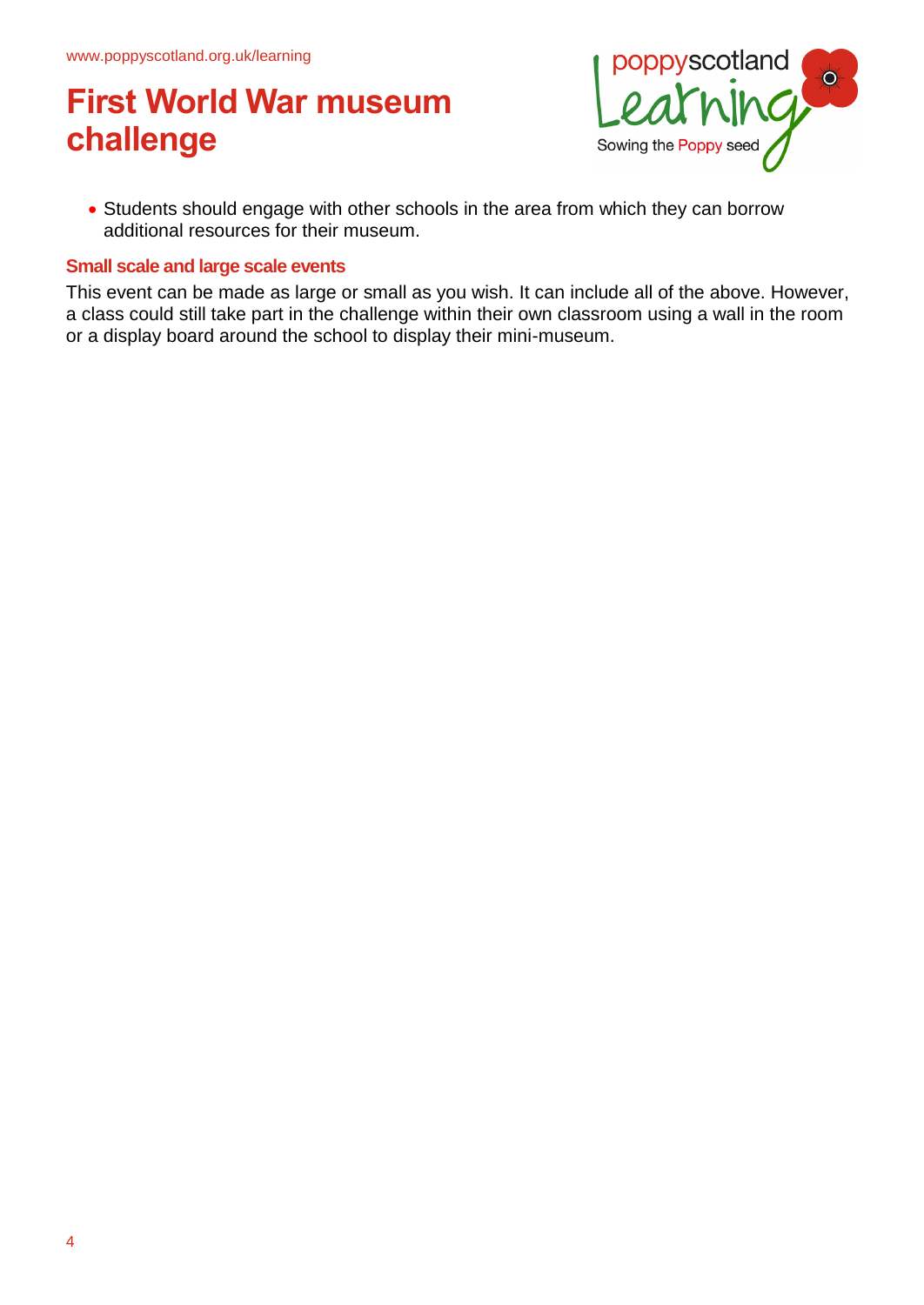- Students should engage with other schools in the area from which they can borrow additional resources for their museum.

### Small scale and large scale events

This event can be made as large or small as you wish. It can include all of the above. However, a class could still take part in the challenge within their own classroom using a wall in the room or a display board around the school to display their mini-museum.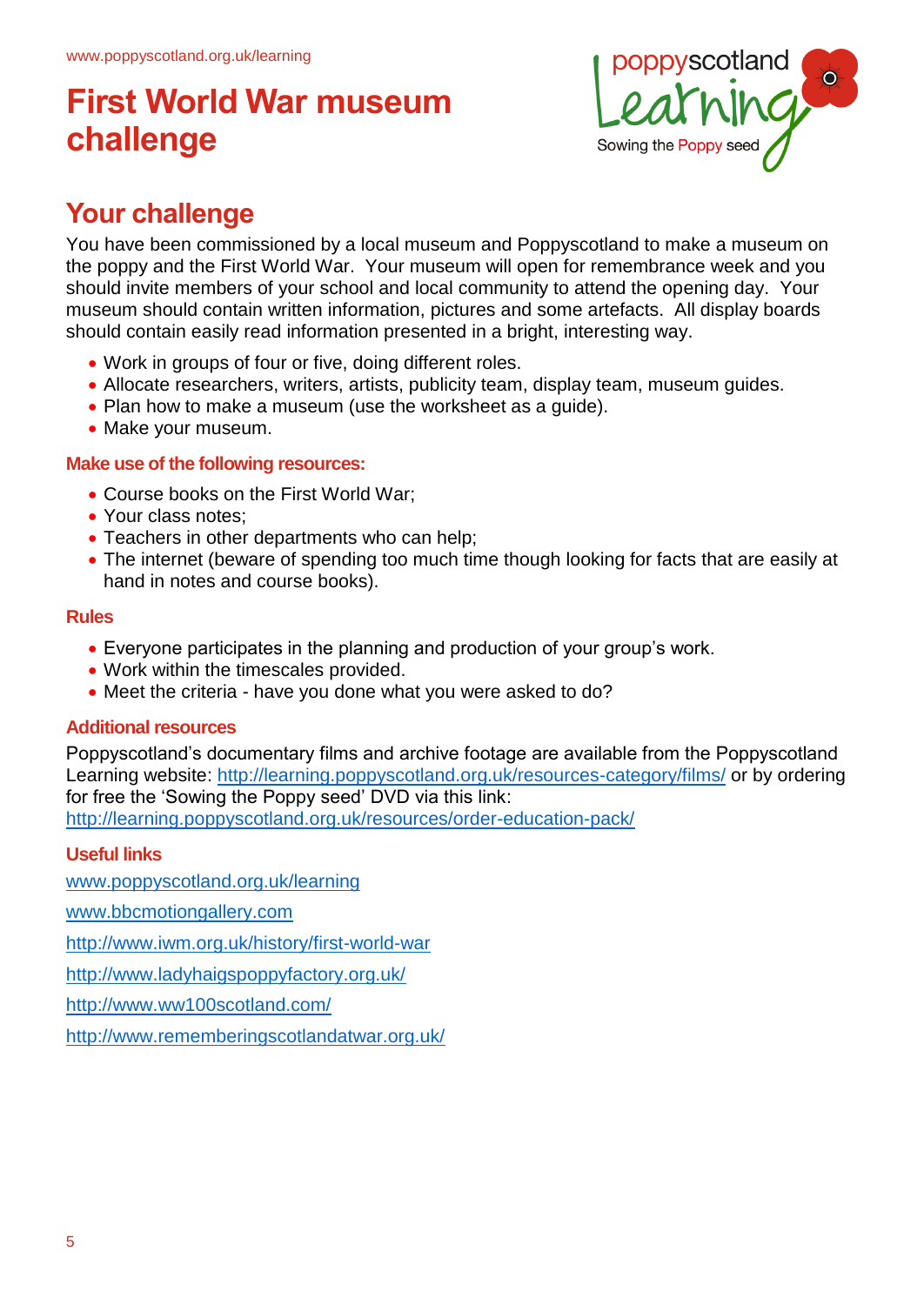# First World War museum challenge

## Your challenge

You have been commissioned by a local museum and Poppyscotland to make a museum on the poppy and the First World War. Your museum will open for remembrance week and you should invite members of your school and local community to attend the opening day. Your museum should contain written information, pictures and some artefacts. All display boards should contain easily read information presented in a bright, interesting way.

- Work in groups of four or five, doing different roles.
- Allocate researchers, writers, artists, publicity team, display team, museum guides.
- Plan how to make a museum (use the worksheet as a guide).
- Make your museum.

### Make use of the following resources:

- Course books on the First World War;
- Your class notes;
- Teachers in other departments who can help;
- The internet (beware of spending too much time though looking for facts that are easily at hand in notes and course books).

### Rules

- Everyone participates in the planning and production of your group's work.
- Work within the timescales provided.
- Meet the criteria - have you done what you were asked to do?

### Additional resources

Poppyscotland's documentary films and archive footage are available from the Poppyscotland Learning website: http://learning.poppyscotland.org.uk/resources-category/films/ or by ordering for free the 'Sowing the Poppy seed' DVD via this link: http://learning.poppyscotland.org.uk/resources/order-education-pack/

### Useful links

www.poppyscotland.org.uk/learning

www.bbcmotiongallery.com

http://www.iwm.org.uk/history/first-world-war

http://www.ladyhaigspoppyfactory.org.uk/

http://www.ww100scotland.com/

http://www.rememberingscotlandatwar.org.uk/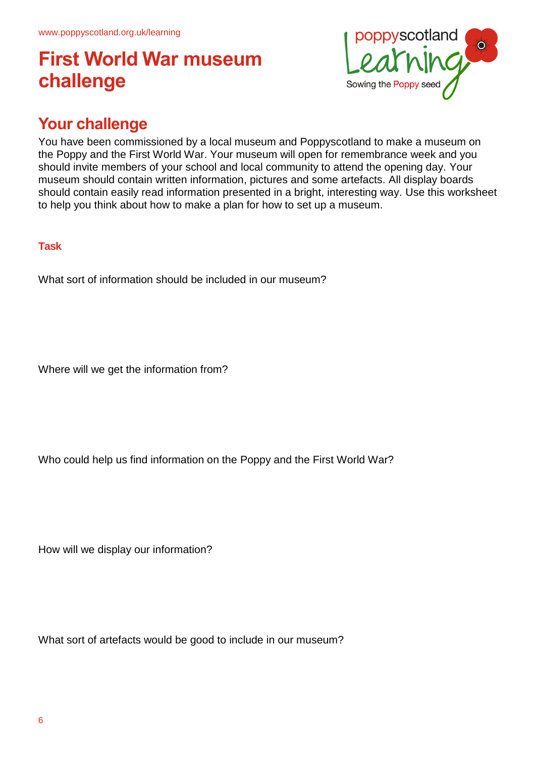# First World War museum challenge

## Your challenge

You have been commissioned by a local museum and Poppyscotland to make a museum on the Poppy and the First World War. Your museum will open for remembrance week and you should invite members of your school and local community to attend the opening day. Your museum should contain written information, pictures and some artefacts. All display boards should contain easily read information presented in a bright, interesting way. Use this worksheet to help you think about how to make a plan for how to set up a museum.

### Task

What sort of information should be included in our museum?

Where will we get the information from?

Who could help us find information on the Poppy and the First World War?

How will we display our information?

What sort of artefacts would be good to include in our museum?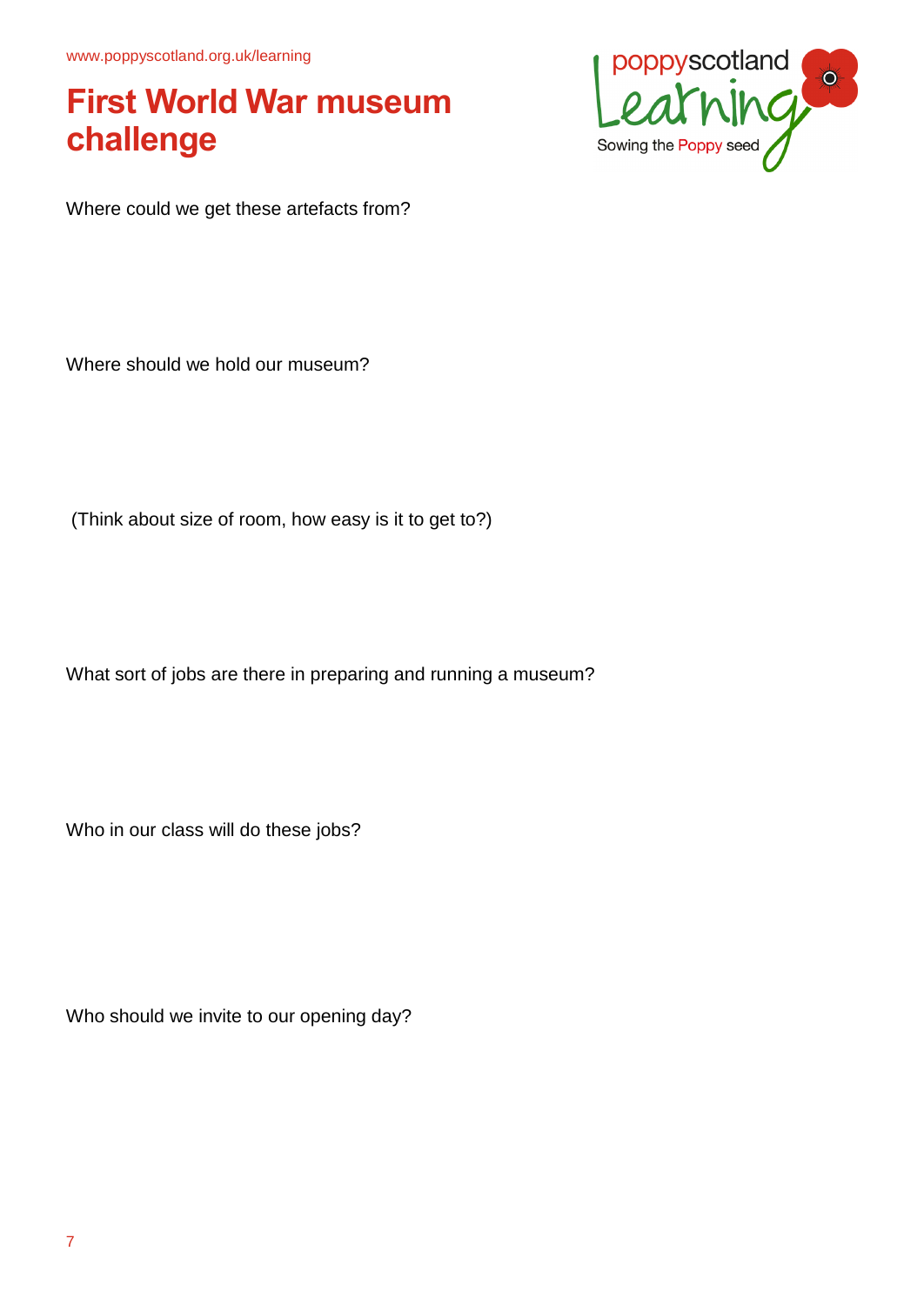# First World War museum challenge

Where could we get these artefacts from?

Where should we hold our museum?

(Think about size of room, how easy is it to get to?)

What sort of jobs are there in preparing and running a museum?

Who in our class will do these jobs?

Who should we invite to our opening day?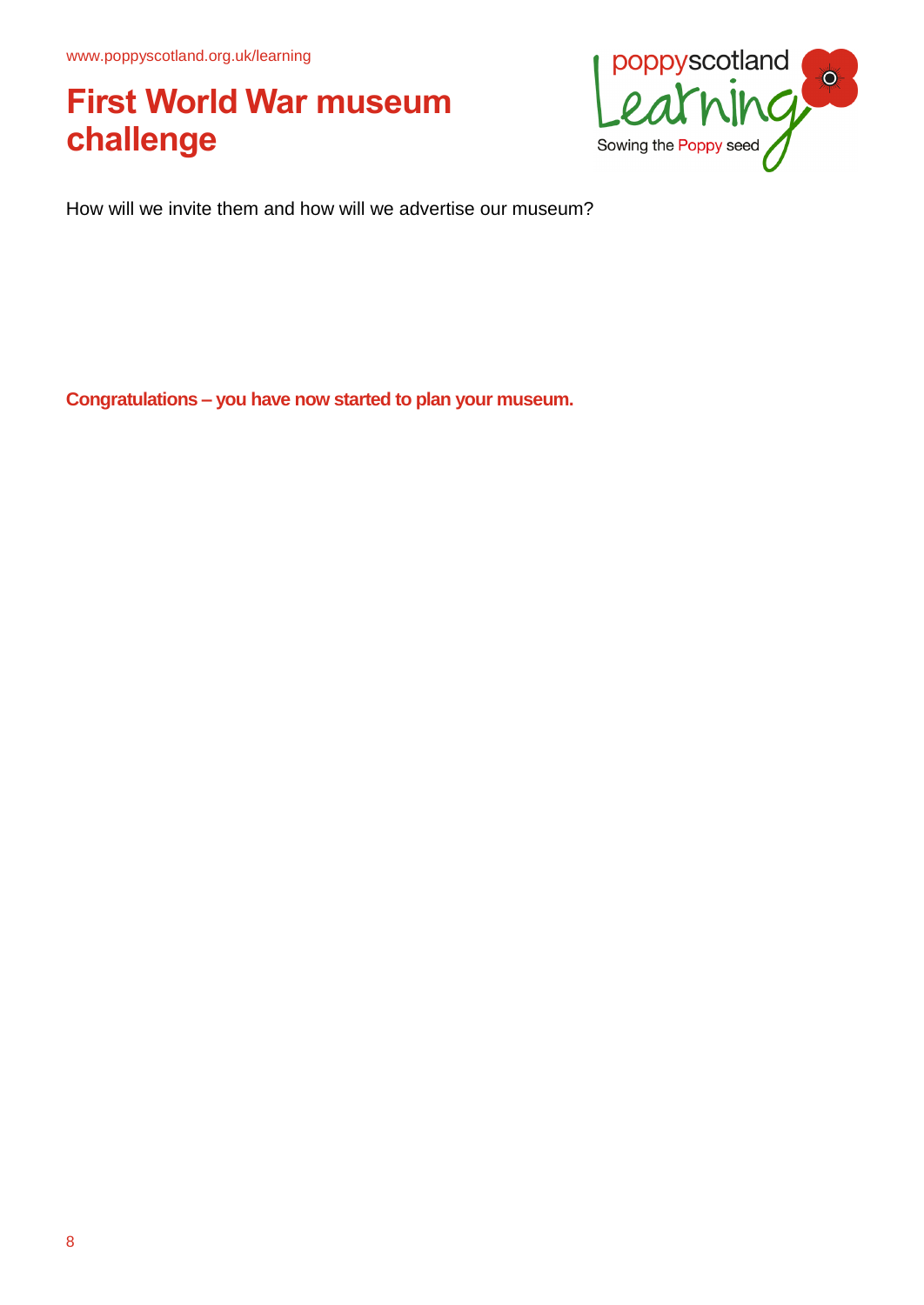# First World War museum challenge

How will we invite them and how will we advertise our museum?

**Congratulations – you have now started to plan your museum.**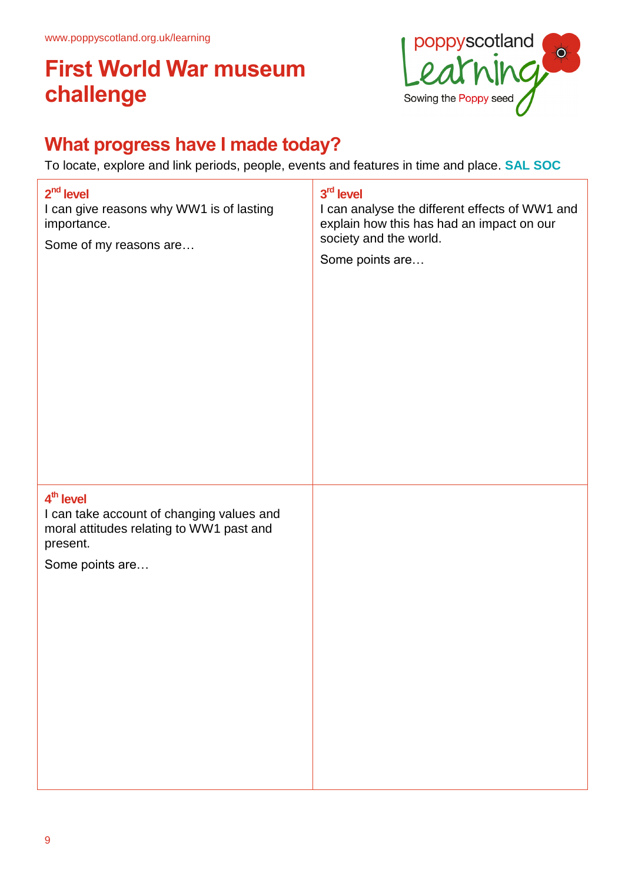www.poppyscotland.org.uk/learning

# First World War museum challenge

## What progress have I made today?

To locate, explore and link periods, people, events and features in time and place. **SAL SOC**

| **2nd level**<br>I can give reasons why WW1 is of lasting importance.<br>Some of my reasons are… | **3rd level**<br>I can analyse the different effects of WW1 and explain how this has had an impact on our society and the world.<br>Some points are… |
|---|---|
| **4th level**<br>I can take account of changing values and moral attitudes relating to WW1 past and present.<br>Some points are… | |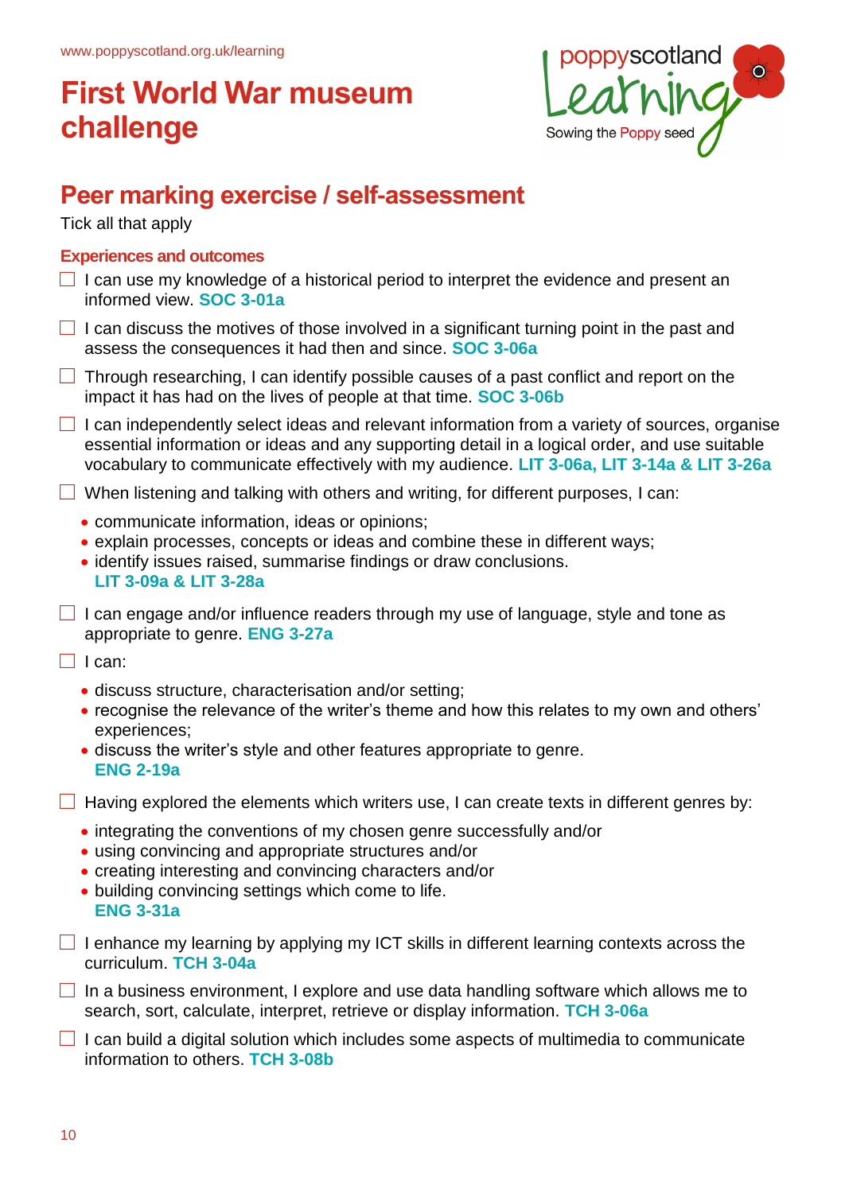www.poppyscotland.org.uk/learning

# First World War museum challenge

poppyscotland Learning
Sowing the Poppy seed

## Peer marking exercise / self-assessment

Tick all that apply

### Experiences and outcomes

- ☐ I can use my knowledge of a historical period to interpret the evidence and present an informed view. **SOC 3-01a**
- ☐ I can discuss the motives of those involved in a significant turning point in the past and assess the consequences it had then and since. **SOC 3-06a**
- ☐ Through researching, I can identify possible causes of a past conflict and report on the impact it has had on the lives of people at that time. **SOC 3-06b**
- ☐ I can independently select ideas and relevant information from a variety of sources, organise essential information or ideas and any supporting detail in a logical order, and use suitable vocabulary to communicate effectively with my audience. **LIT 3-06a, LIT 3-14a & LIT 3-26a**
- ☐ When listening and talking with others and writing, for different purposes, I can:
  - communicate information, ideas or opinions;
  - explain processes, concepts or ideas and combine these in different ways;
  - identify issues raised, summarise findings or draw conclusions.

  **LIT 3-09a & LIT 3-28a**
- ☐ I can engage and/or influence readers through my use of language, style and tone as appropriate to genre. **ENG 3-27a**
- ☐ I can:
  - discuss structure, characterisation and/or setting;
  - recognise the relevance of the writer's theme and how this relates to my own and others' experiences;
  - discuss the writer's style and other features appropriate to genre.

  **ENG 2-19a**
- ☐ Having explored the elements which writers use, I can create texts in different genres by:
  - integrating the conventions of my chosen genre successfully and/or
  - using convincing and appropriate structures and/or
  - creating interesting and convincing characters and/or
  - building convincing settings which come to life.

  **ENG 3-31a**
- ☐ I enhance my learning by applying my ICT skills in different learning contexts across the curriculum. **TCH 3-04a**
- ☐ In a business environment, I explore and use data handling software which allows me to search, sort, calculate, interpret, retrieve or display information. **TCH 3-06a**
- ☐ I can build a digital solution which includes some aspects of multimedia to communicate information to others. **TCH 3-08b**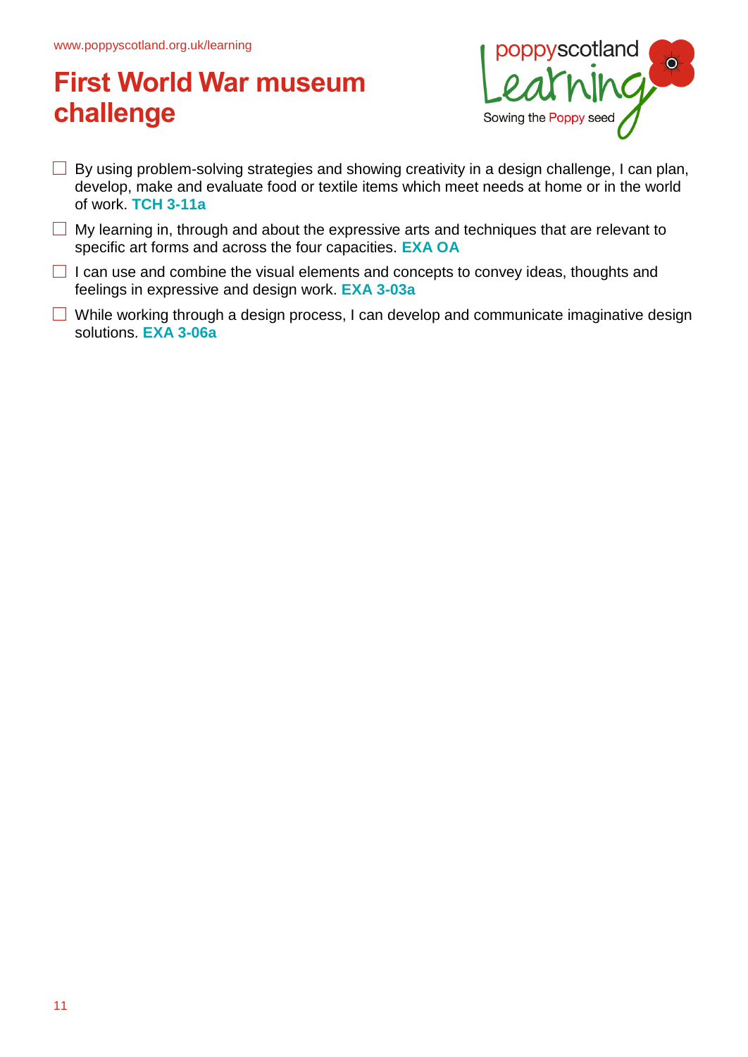www.poppyscotland.org.uk/learning

# First World War museum challenge

poppyscotland Learning
Sowing the Poppy seed

- ☐ By using problem-solving strategies and showing creativity in a design challenge, I can plan, develop, make and evaluate food or textile items which meet needs at home or in the world of work. **TCH 3-11a**
- ☐ My learning in, through and about the expressive arts and techniques that are relevant to specific art forms and across the four capacities. **EXA OA**
- ☐ I can use and combine the visual elements and concepts to convey ideas, thoughts and feelings in expressive and design work. **EXA 3-03a**
- ☐ While working through a design process, I can develop and communicate imaginative design solutions. **EXA 3-06a**